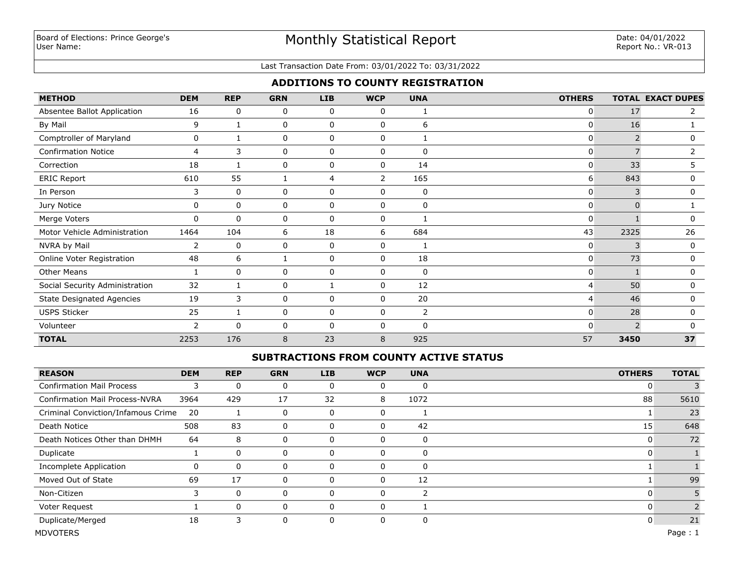Board of Elections: Prince George's
User Name:

# Monthly Statistical Report

Date: 04/01/2022
Report No.: VR-013

Last Transaction Date From: 03/01/2022 To: 03/31/2022

## ADDITIONS TO COUNTY REGISTRATION

| METHOD | DEM | REP | GRN | LIB | WCP | UNA | OTHERS | TOTAL | EXACT DUPES |
|---|---|---|---|---|---|---|---|---|---|
| Absentee Ballot Application | 16 | 0 | 0 | 0 | 0 | 1 | 0 | 17 | 2 |
| By Mail | 9 | 1 | 0 | 0 | 0 | 6 | 0 | 16 | 1 |
| Comptroller of Maryland | 0 | 1 | 0 | 0 | 0 | 1 | 0 | 2 | 0 |
| Confirmation Notice | 4 | 3 | 0 | 0 | 0 | 0 | 0 | 7 | 2 |
| Correction | 18 | 1 | 0 | 0 | 0 | 14 | 0 | 33 | 5 |
| ERIC Report | 610 | 55 | 1 | 4 | 2 | 165 | 6 | 843 | 0 |
| In Person | 3 | 0 | 0 | 0 | 0 | 0 | 0 | 3 | 0 |
| Jury Notice | 0 | 0 | 0 | 0 | 0 | 0 | 0 | 0 | 1 |
| Merge Voters | 0 | 0 | 0 | 0 | 0 | 1 | 0 | 1 | 0 |
| Motor Vehicle Administration | 1464 | 104 | 6 | 18 | 6 | 684 | 43 | 2325 | 26 |
| NVRA by Mail | 2 | 0 | 0 | 0 | 0 | 1 | 0 | 3 | 0 |
| Online Voter Registration | 48 | 6 | 1 | 0 | 0 | 18 | 0 | 73 | 0 |
| Other Means | 1 | 0 | 0 | 0 | 0 | 0 | 0 | 1 | 0 |
| Social Security Administration | 32 | 1 | 0 | 1 | 0 | 12 | 4 | 50 | 0 |
| State Designated Agencies | 19 | 3 | 0 | 0 | 0 | 20 | 4 | 46 | 0 |
| USPS Sticker | 25 | 1 | 0 | 0 | 0 | 2 | 0 | 28 | 0 |
| Volunteer | 2 | 0 | 0 | 0 | 0 | 0 | 0 | 2 | 0 |
| **TOTAL** | 2253 | 176 | 8 | 23 | 8 | 925 | 57 | **3450** | **37** |

## SUBTRACTIONS FROM COUNTY ACTIVE STATUS

| REASON | DEM | REP | GRN | LIB | WCP | UNA | OTHERS | TOTAL |
|---|---|---|---|---|---|---|---|---|
| Confirmation Mail Process | 3 | 0 | 0 | 0 | 0 | 0 | 0 | 3 |
| Confirmation Mail Process-NVRA | 3964 | 429 | 17 | 32 | 8 | 1072 | 88 | 5610 |
| Criminal Conviction/Infamous Crime | 20 | 1 | 0 | 0 | 0 | 1 | 1 | 23 |
| Death Notice | 508 | 83 | 0 | 0 | 0 | 42 | 15 | 648 |
| Death Notices Other than DHMH | 64 | 8 | 0 | 0 | 0 | 0 | 0 | 72 |
| Duplicate | 1 | 0 | 0 | 0 | 0 | 0 | 0 | 1 |
| Incomplete Application | 0 | 0 | 0 | 0 | 0 | 0 | 1 | 1 |
| Moved Out of State | 69 | 17 | 0 | 0 | 0 | 12 | 1 | 99 |
| Non-Citizen | 3 | 0 | 0 | 0 | 0 | 2 | 0 | 5 |
| Voter Request | 1 | 0 | 0 | 0 | 0 | 1 | 0 | 2 |
| Duplicate/Merged | 18 | 3 | 0 | 0 | 0 | 0 | 0 | 21 |

MDVOTERS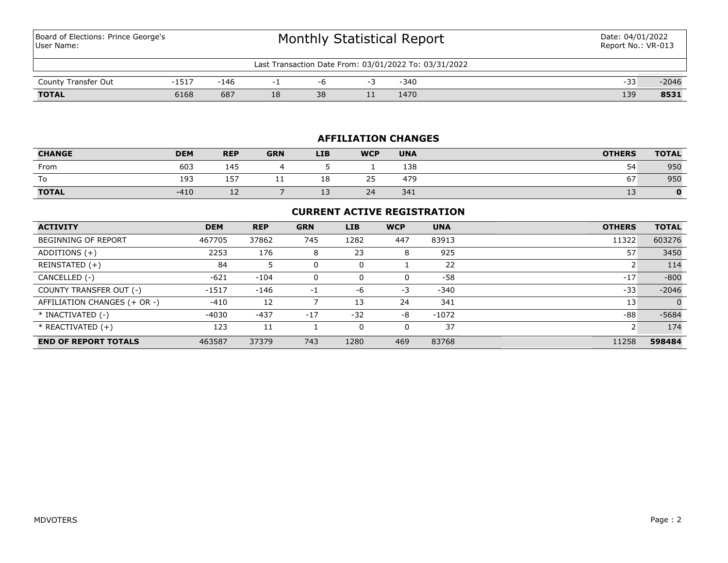| | | | | | | | | |
|---|---|---|---|---|---|---|---|---|
| County Transfer Out | -1517 | -146 | -1 | -6 | -3 | -340 | -33 | -2046 |
| **TOTAL** | 6168 | 687 | 18 | 38 | 11 | 1470 | 139 | **8531** |

## AFFILIATION CHANGES

| CHANGE | DEM | REP | GRN | LIB | WCP | UNA | OTHERS | TOTAL |
|---|---|---|---|---|---|---|---|---|
| From | 603 | 145 | 4 | 5 | 1 | 138 | 54 | 950 |
| To | 193 | 157 | 11 | 18 | 25 | 479 | 67 | 950 |
| **TOTAL** | -410 | 12 | 7 | 13 | 24 | 341 | 13 | **0** |

## CURRENT ACTIVE REGISTRATION

| ACTIVITY | DEM | REP | GRN | LIB | WCP | UNA | OTHERS | TOTAL |
|---|---|---|---|---|---|---|---|---|
| BEGINNING OF REPORT | 467705 | 37862 | 745 | 1282 | 447 | 83913 | 11322 | 603276 |
| ADDITIONS (+) | 2253 | 176 | 8 | 23 | 8 | 925 | 57 | 3450 |
| REINSTATED (+) | 84 | 5 | 0 | 0 | 1 | 22 | 2 | 114 |
| CANCELLED (-) | -621 | -104 | 0 | 0 | 0 | -58 | -17 | -800 |
| COUNTY TRANSFER OUT (-) | -1517 | -146 | -1 | -6 | -3 | -340 | -33 | -2046 |
| AFFILIATION CHANGES (+ OR -) | -410 | 12 | 7 | 13 | 24 | 341 | 13 | 0 |
| * INACTIVATED (-) | -4030 | -437 | -17 | -32 | -8 | -1072 | -88 | -5684 |
| * REACTIVATED (+) | 123 | 11 | 1 | 0 | 0 | 37 | 2 | 174 |
| **END OF REPORT TOTALS** | 463587 | 37379 | 743 | 1280 | 469 | 83768 | 11258 | **598484** |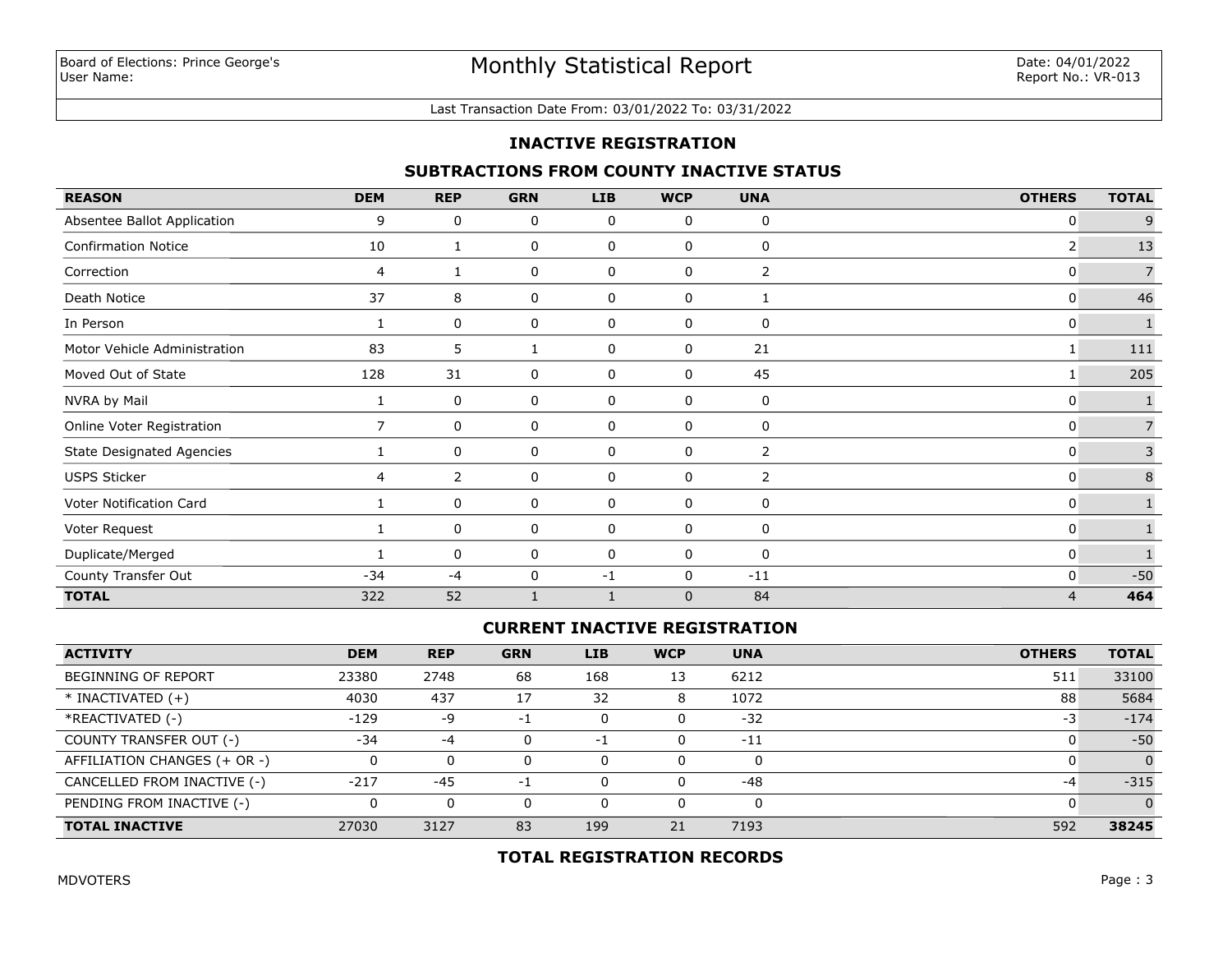Board of Elections: Prince George's
User Name:

# Monthly Statistical Report

Date: 04/01/2022
Report No.: VR-013

Last Transaction Date From: 03/01/2022 To: 03/31/2022

## INACTIVE REGISTRATION

### SUBTRACTIONS FROM COUNTY INACTIVE STATUS

| REASON | DEM | REP | GRN | LIB | WCP | UNA | OTHERS | TOTAL |
|---|---|---|---|---|---|---|---|---|
| Absentee Ballot Application | 9 | 0 | 0 | 0 | 0 | 0 | 0 | 9 |
| Confirmation Notice | 10 | 1 | 0 | 0 | 0 | 0 | 2 | 13 |
| Correction | 4 | 1 | 0 | 0 | 0 | 2 | 0 | 7 |
| Death Notice | 37 | 8 | 0 | 0 | 0 | 1 | 0 | 46 |
| In Person | 1 | 0 | 0 | 0 | 0 | 0 | 0 | 1 |
| Motor Vehicle Administration | 83 | 5 | 1 | 0 | 0 | 21 | 1 | 111 |
| Moved Out of State | 128 | 31 | 0 | 0 | 0 | 45 | 1 | 205 |
| NVRA by Mail | 1 | 0 | 0 | 0 | 0 | 0 | 0 | 1 |
| Online Voter Registration | 7 | 0 | 0 | 0 | 0 | 0 | 0 | 7 |
| State Designated Agencies | 1 | 0 | 0 | 0 | 0 | 2 | 0 | 3 |
| USPS Sticker | 4 | 2 | 0 | 0 | 0 | 2 | 0 | 8 |
| Voter Notification Card | 1 | 0 | 0 | 0 | 0 | 0 | 0 | 1 |
| Voter Request | 1 | 0 | 0 | 0 | 0 | 0 | 0 | 1 |
| Duplicate/Merged | 1 | 0 | 0 | 0 | 0 | 0 | 0 | 1 |
| County Transfer Out | -34 | -4 | 0 | -1 | 0 | -11 | 0 | -50 |
| **TOTAL** | 322 | 52 | 1 | 1 | 0 | 84 | 4 | **464** |

### CURRENT INACTIVE REGISTRATION

| ACTIVITY | DEM | REP | GRN | LIB | WCP | UNA | OTHERS | TOTAL |
|---|---|---|---|---|---|---|---|---|
| BEGINNING OF REPORT | 23380 | 2748 | 68 | 168 | 13 | 6212 | 511 | 33100 |
| * INACTIVATED (+) | 4030 | 437 | 17 | 32 | 8 | 1072 | 88 | 5684 |
| *REACTIVATED (-) | -129 | -9 | -1 | 0 | 0 | -32 | -3 | -174 |
| COUNTY TRANSFER OUT (-) | -34 | -4 | 0 | -1 | 0 | -11 | 0 | -50 |
| AFFILIATION CHANGES (+ OR -) | 0 | 0 | 0 | 0 | 0 | 0 | 0 | 0 |
| CANCELLED FROM INACTIVE (-) | -217 | -45 | -1 | 0 | 0 | -48 | -4 | -315 |
| PENDING FROM INACTIVE (-) | 0 | 0 | 0 | 0 | 0 | 0 | 0 | 0 |
| **TOTAL INACTIVE** | 27030 | 3127 | 83 | 199 | 21 | 7193 | 592 | **38245** |

### TOTAL REGISTRATION RECORDS

MDVOTERS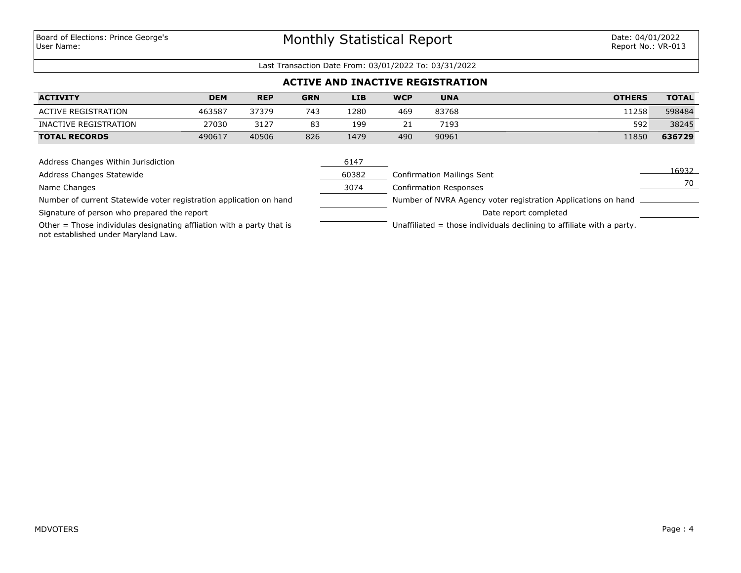Board of Elections: Prince George's
User Name:

# Monthly Statistical Report

Date: 04/01/2022
Report No.: VR-013

Last Transaction Date From: 03/01/2022 To: 03/31/2022

## ACTIVE AND INACTIVE REGISTRATION

| ACTIVITY | DEM | REP | GRN | LIB | WCP | UNA | OTHERS | TOTAL |
|---|---|---|---|---|---|---|---|---|
| ACTIVE REGISTRATION | 463587 | 37379 | 743 | 1280 | 469 | 83768 | 11258 | 598484 |
| INACTIVE REGISTRATION | 27030 | 3127 | 83 | 199 | 21 | 7193 | 592 | 38245 |
| **TOTAL RECORDS** | 490617 | 40506 | 826 | 1479 | 490 | 90961 | 11850 | **636729** |

| | | | |
|---|---|---|---|
| Address Changes Within Jurisdiction | 6147 | | |
| Address Changes Statewide | 60382 | Confirmation Mailings Sent | 16932 |
| Name Changes | 3074 | Confirmation Responses | 70 |
| Number of current Statewide voter registration application on hand | | Number of NVRA Agency voter registration Applications on hand | |
| Signature of person who prepared the report | | Date report completed | |

Other = Those individulas designating affliation with a party that is not established under Maryland Law.

Unaffiliated = those individuals declining to affiliate with a party.

MDVOTERS